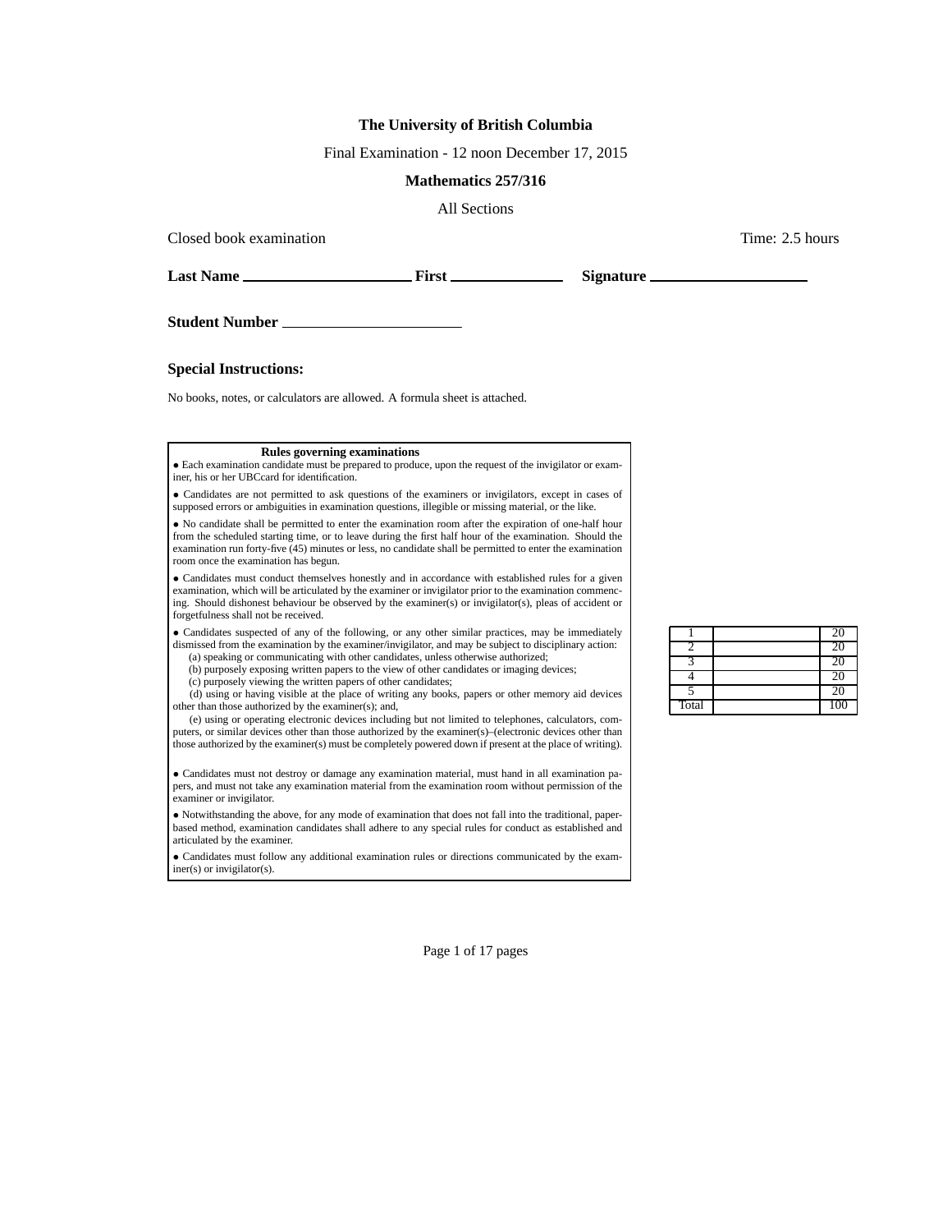**The University of British Columbia**

Final Examination - 12 noon December 17, 2015

**Mathematics 257/316**

All Sections

Closed book examination Time: 2.5 hours

**Last Name** ____________________ **First** ______________ **Signature** ____________________

**Student Number** ______________________

**Special Instructions:**

No books, notes, or calculators are allowed. A formula sheet is attached.

**Rules governing examinations**

- Each examination candidate must be prepared to produce, upon the request of the invigilator or examiner, his or her UBCcard for identification.
- Candidates are not permitted to ask questions of the examiners or invigilators, except in cases of supposed errors or ambiguities in examination questions, illegible or missing material, or the like.
- No candidate shall be permitted to enter the examination room after the expiration of one-half hour from the scheduled starting time, or to leave during the first half hour of the examination. Should the examination run forty-five (45) minutes or less, no candidate shall be permitted to enter the examination room once the examination has begun.
- Candidates must conduct themselves honestly and in accordance with established rules for a given examination, which will be articulated by the examiner or invigilator prior to the examination commencing. Should dishonest behaviour be observed by the examiner(s) or invigilator(s), pleas of accident or forgetfulness shall not be received.
- Candidates suspected of any of the following, or any other similar practices, may be immediately dismissed from the examination by the examiner/invigilator, and may be subject to disciplinary action:
  (a) speaking or communicating with other candidates, unless otherwise authorized;
  (b) purposely exposing written papers to the view of other candidates or imaging devices;
  (c) purposely viewing the written papers of other candidates;
  (d) using or having visible at the place of writing any books, papers or other memory aid devices other than those authorized by the examiner(s); and,
  (e) using or operating electronic devices including but not limited to telephones, calculators, computers, or similar devices other than those authorized by the examiner(s)–(electronic devices other than those authorized by the examiner(s) must be completely powered down if present at the place of writing).
- Candidates must not destroy or damage any examination material, must hand in all examination papers, and must not take any examination material from the examination room without permission of the examiner or invigilator.
- Notwithstanding the above, for any mode of examination that does not fall into the traditional, paper-based method, examination candidates shall adhere to any special rules for conduct as established and articulated by the examiner.
- Candidates must follow any additional examination rules or directions communicated by the examiner(s) or invigilator(s).

| | | |
|---|---|---|
| 1 | | 20 |
| 2 | | 20 |
| 3 | | 20 |
| 4 | | 20 |
| 5 | | 20 |
| Total | | 100 |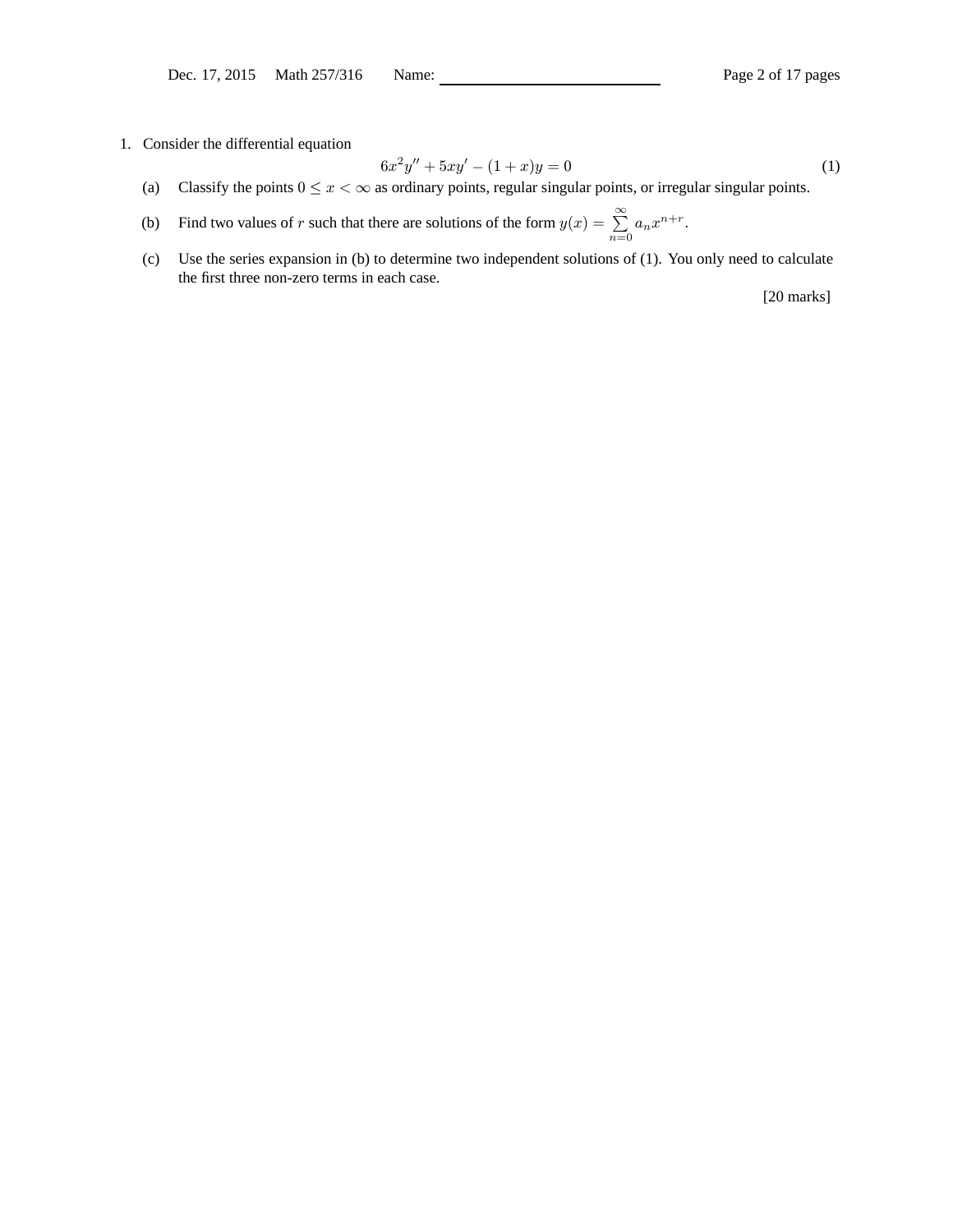1. Consider the differential equation

$$6x^2y'' + 5xy' - (1+x)y = 0 \tag{1}$$

(a) Classify the points $0 \le x < \infty$ as ordinary points, regular singular points, or irregular singular points.

(b) Find two values of $r$ such that there are solutions of the form $y(x) = \sum_{n=0}^{\infty} a_n x^{n+r}$.

(c) Use the series expansion in (b) to determine two independent solutions of (1). You only need to calculate the first three non-zero terms in each case.

[20 marks]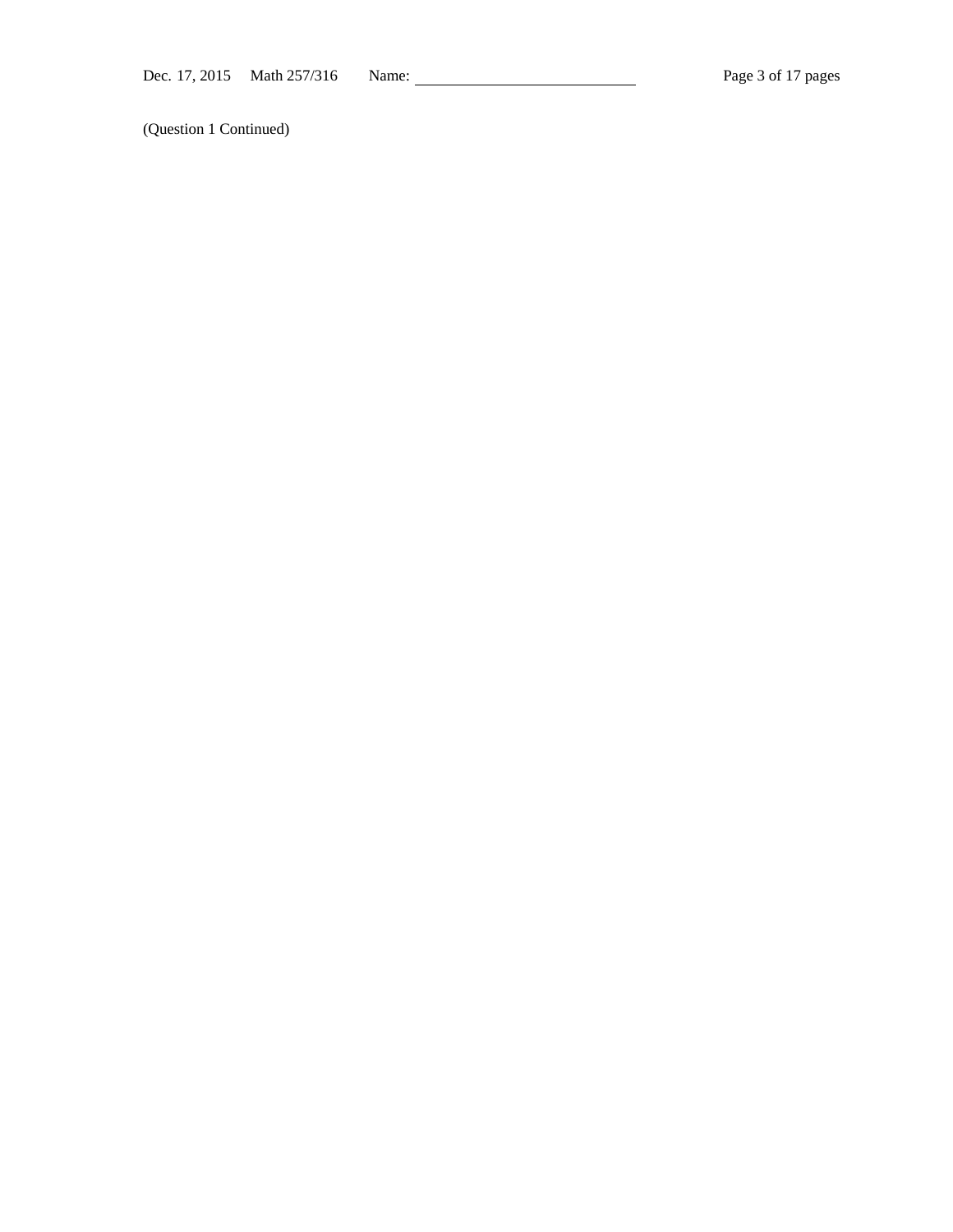(Question 1 Continued)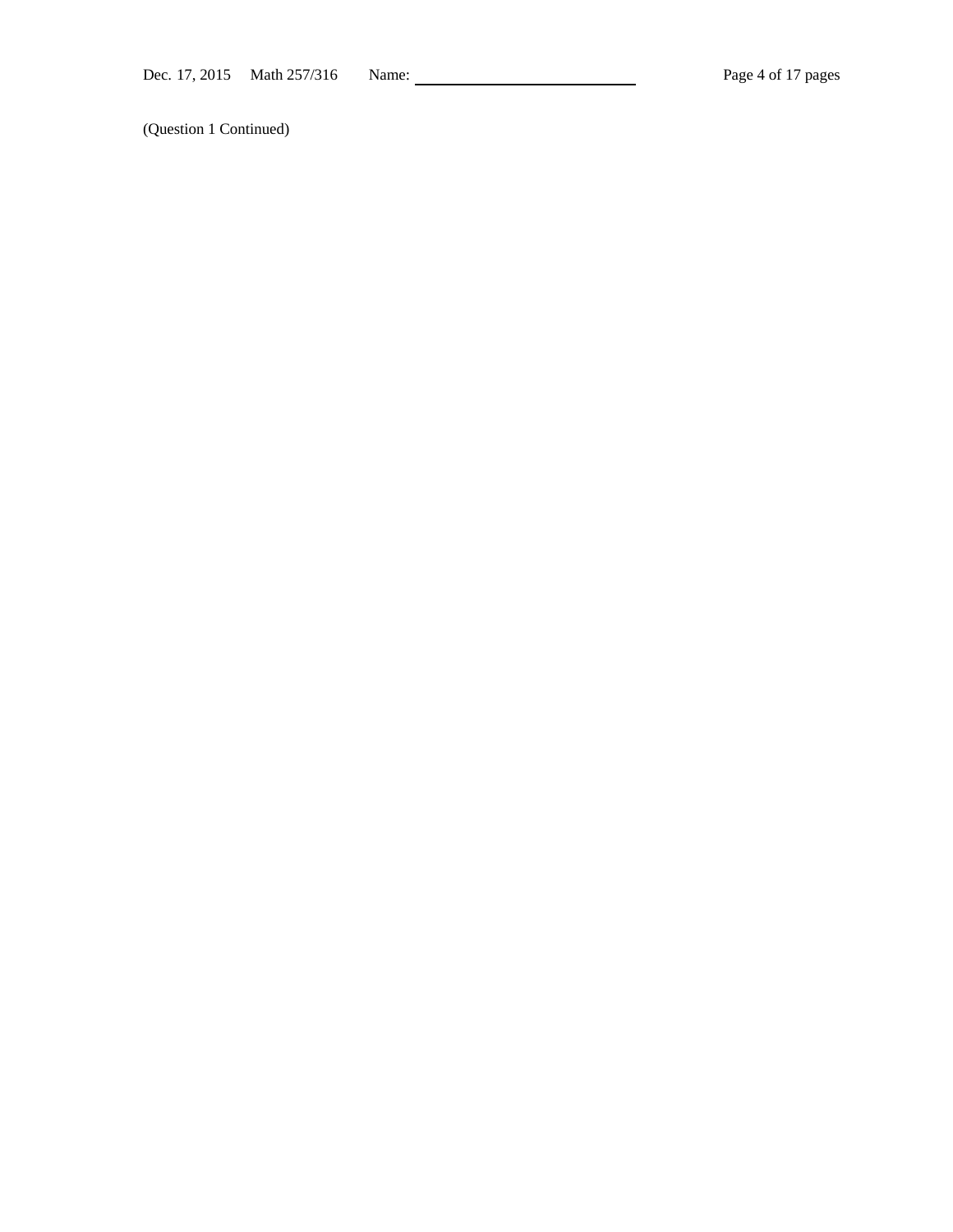(Question 1 Continued)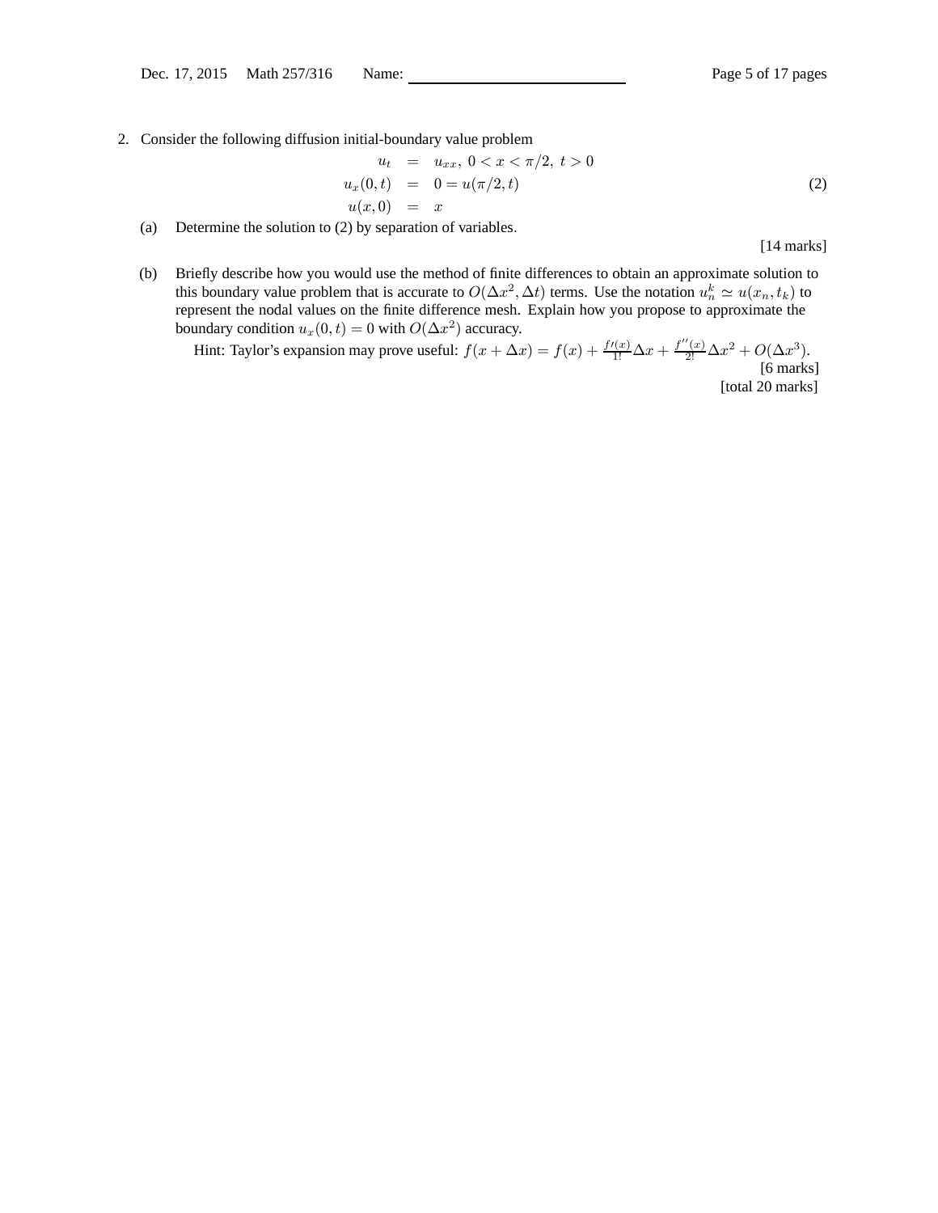2. Consider the following diffusion initial-boundary value problem

$$
\begin{aligned}
u_t &= u_{xx}, \ 0 < x < \pi/2, \ t > 0 \\
u_x(0,t) &= 0 = u(\pi/2, t) \\
u(x,0) &= x
\end{aligned}
\tag{2}
$$

(a) Determine the solution to (2) by separation of variables.

[14 marks]

(b) Briefly describe how you would use the method of finite differences to obtain an approximate solution to this boundary value problem that is accurate to $O(\Delta x^2, \Delta t)$ terms. Use the notation $u_n^k \simeq u(x_n, t_k)$ to represent the nodal values on the finite difference mesh. Explain how you propose to approximate the boundary condition $u_x(0,t) = 0$ with $O(\Delta x^2)$ accuracy.

Hint: Taylor's expansion may prove useful: $f(x + \Delta x) = f(x) + \frac{f'(x)}{1!}\Delta x + \frac{f''(x)}{2!}\Delta x^2 + O(\Delta x^3)$.

[6 marks]

[total 20 marks]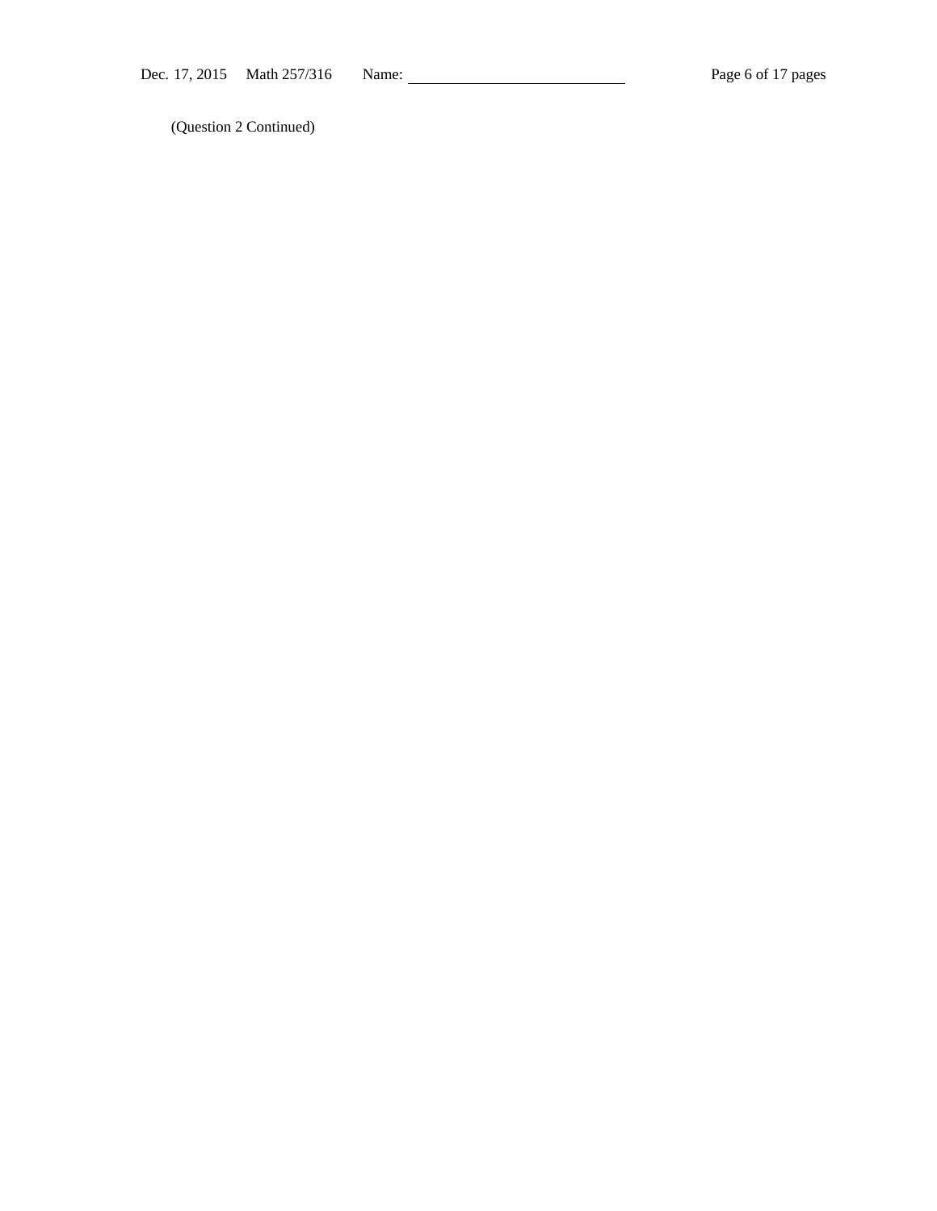(Question 2 Continued)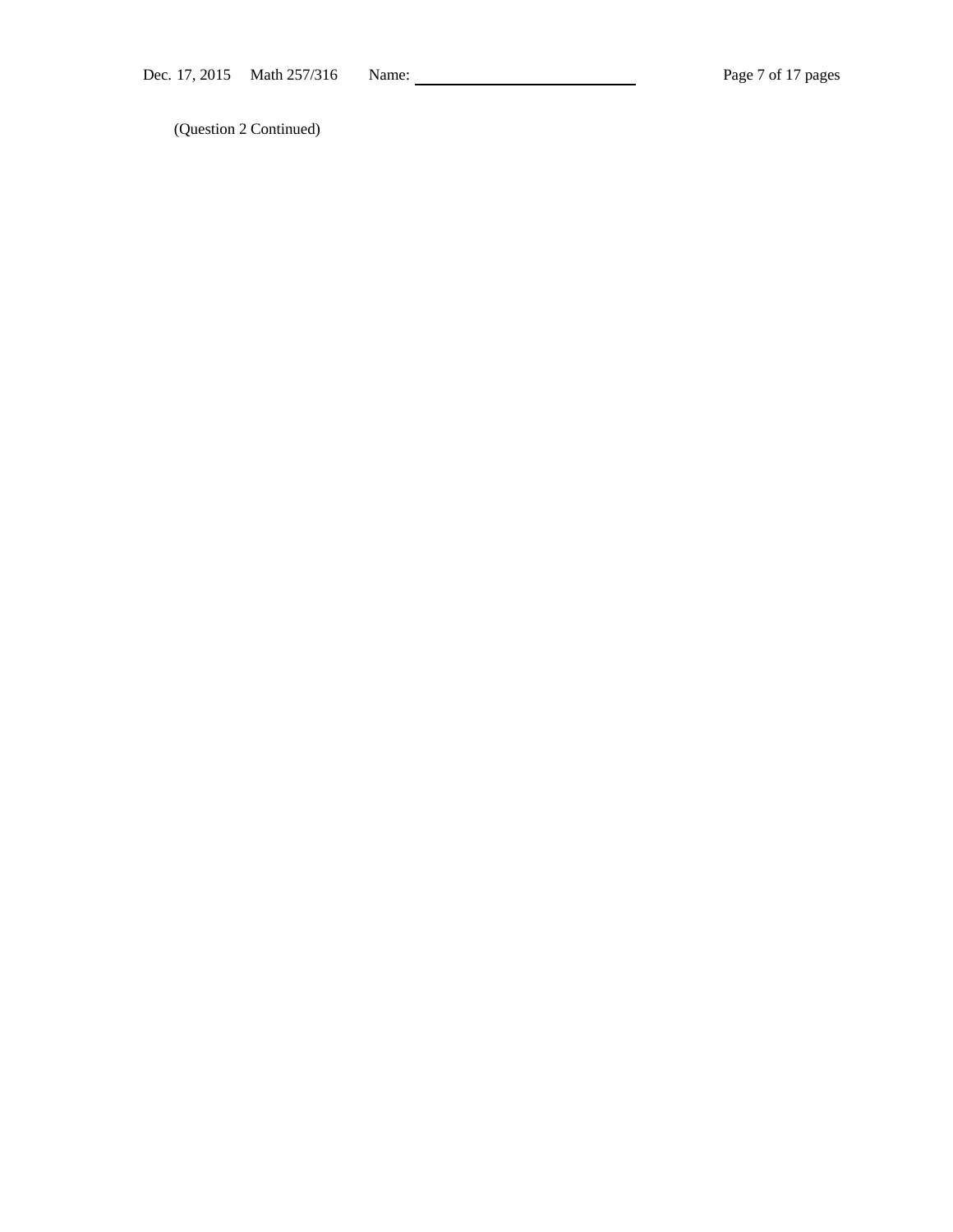(Question 2 Continued)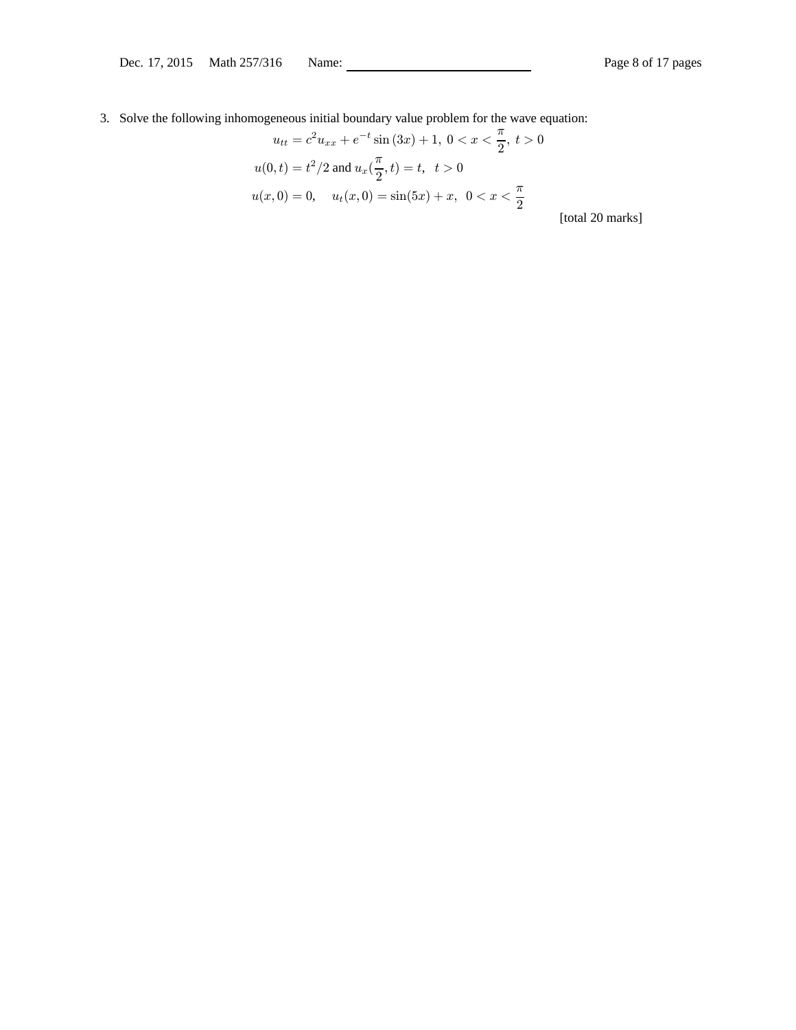3. Solve the following inhomogeneous initial boundary value problem for the wave equation:

$$u_{tt} = c^2 u_{xx} + e^{-t} \sin(3x) + 1, \ 0 < x < \frac{\pi}{2}, \ t > 0$$

$$u(0,t) = t^2/2 \text{ and } u_x(\frac{\pi}{2}, t) = t, \ \ t > 0$$

$$u(x,0) = 0, \quad u_t(x,0) = \sin(5x) + x, \ \ 0 < x < \frac{\pi}{2}$$

[total 20 marks]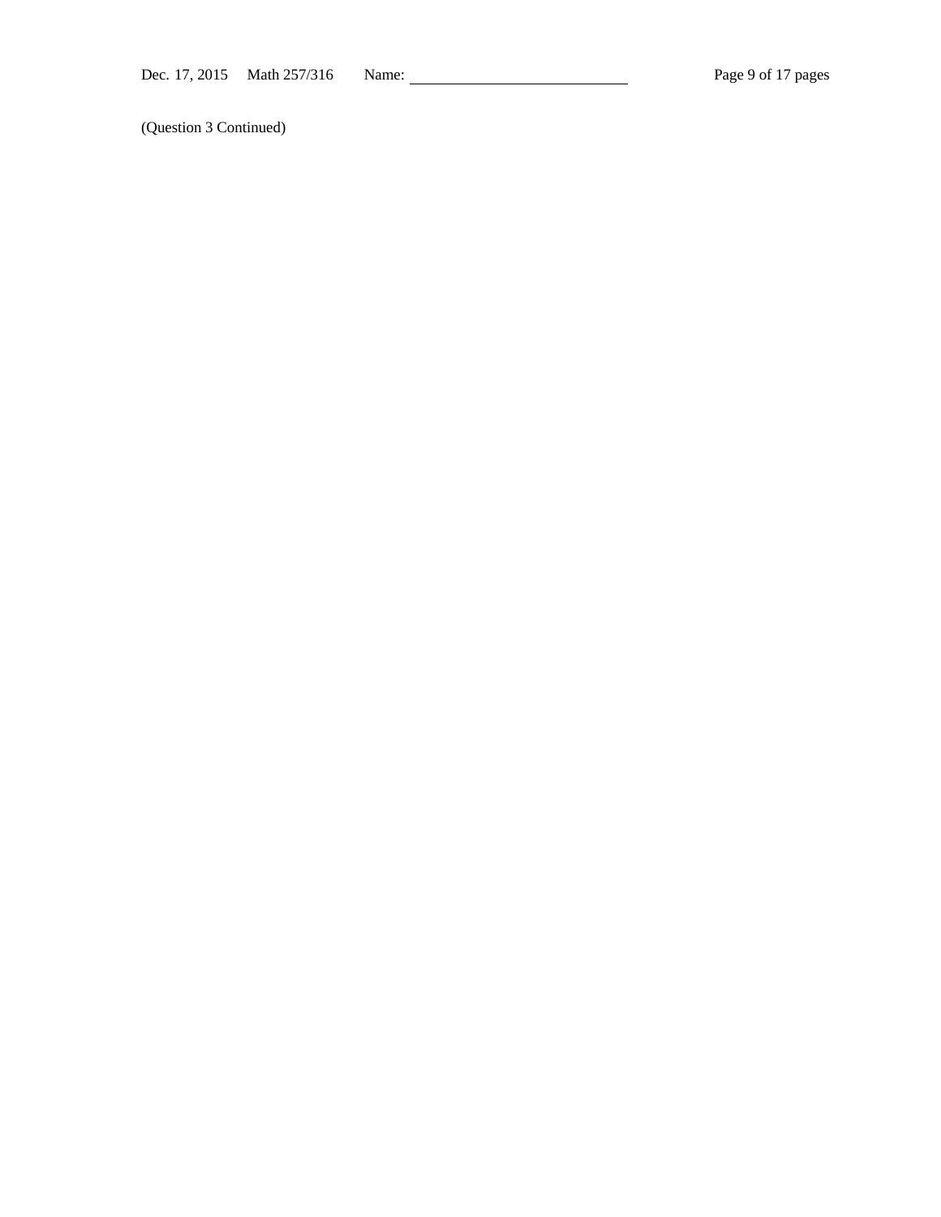(Question 3 Continued)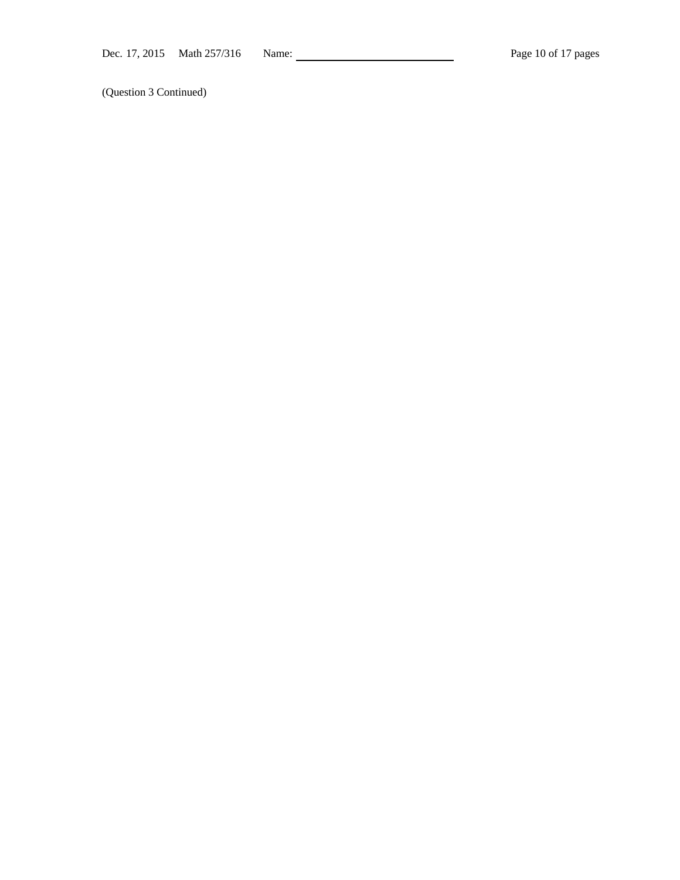(Question 3 Continued)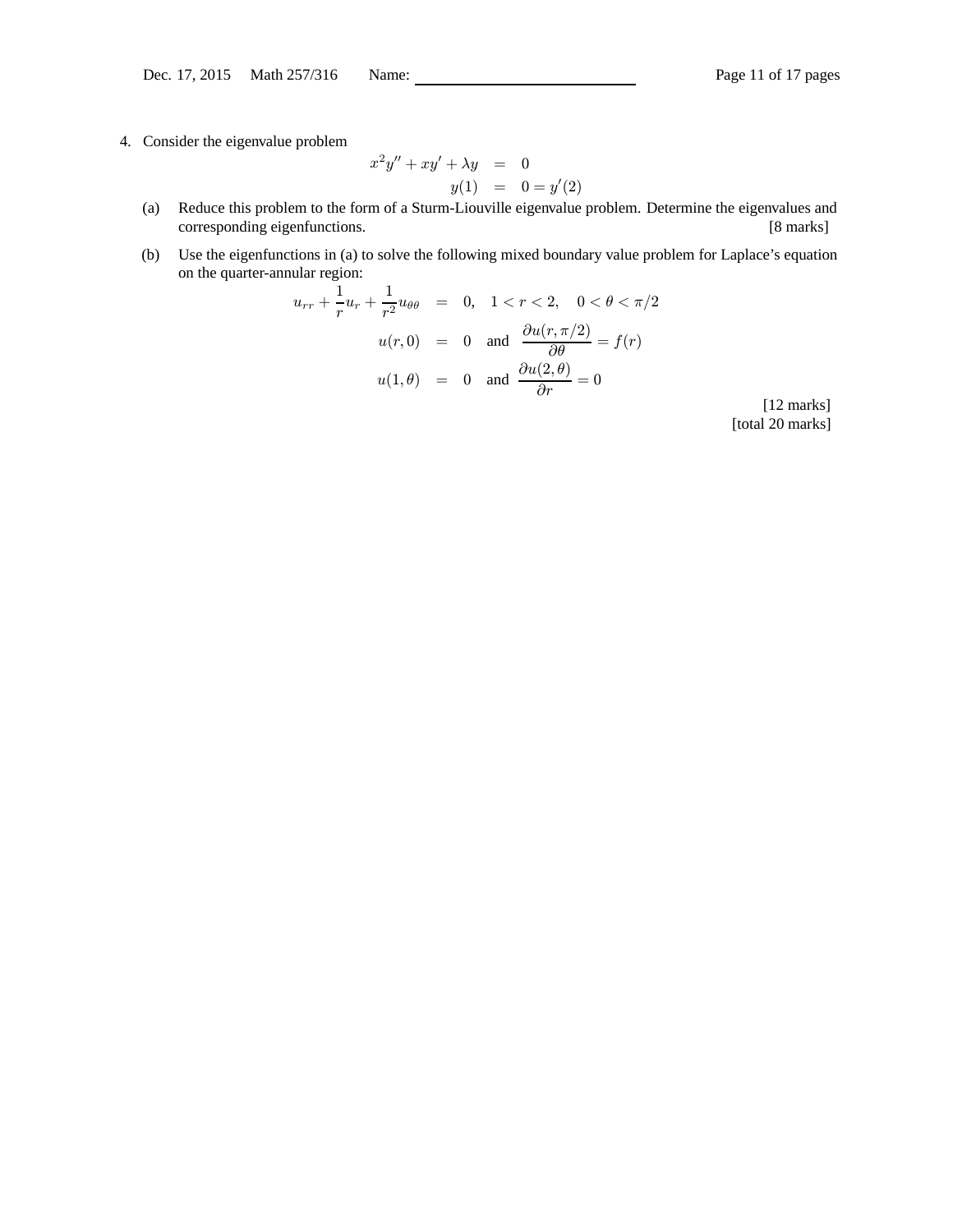4. Consider the eigenvalue problem

$$
\begin{aligned}
x^2 y'' + xy' + \lambda y &= 0 \\
y(1) &= 0 = y'(2)
\end{aligned}
$$

(a) Reduce this problem to the form of a Sturm-Liouville eigenvalue problem. Determine the eigenvalues and corresponding eigenfunctions. [8 marks]

(b) Use the eigenfunctions in (a) to solve the following mixed boundary value problem for Laplace's equation on the quarter-annular region:

$$
\begin{aligned}
u_{rr} + \frac{1}{r}u_r + \frac{1}{r^2}u_{\theta\theta} &= 0, \quad 1 < r < 2, \quad 0 < \theta < \pi/2 \\
u(r, 0) &= 0 \quad \text{and} \quad \frac{\partial u(r, \pi/2)}{\partial \theta} = f(r) \\
u(1, \theta) &= 0 \quad \text{and} \quad \frac{\partial u(2, \theta)}{\partial r} = 0
\end{aligned}
$$

[12 marks]

[total 20 marks]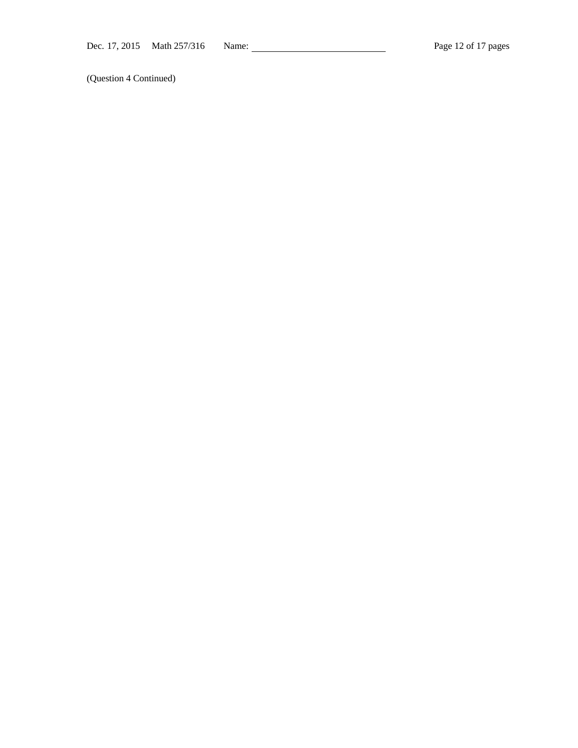(Question 4 Continued)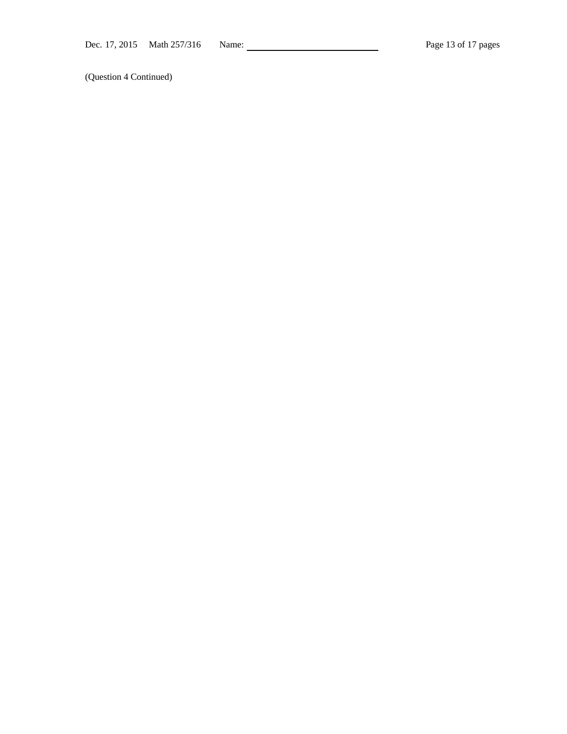(Question 4 Continued)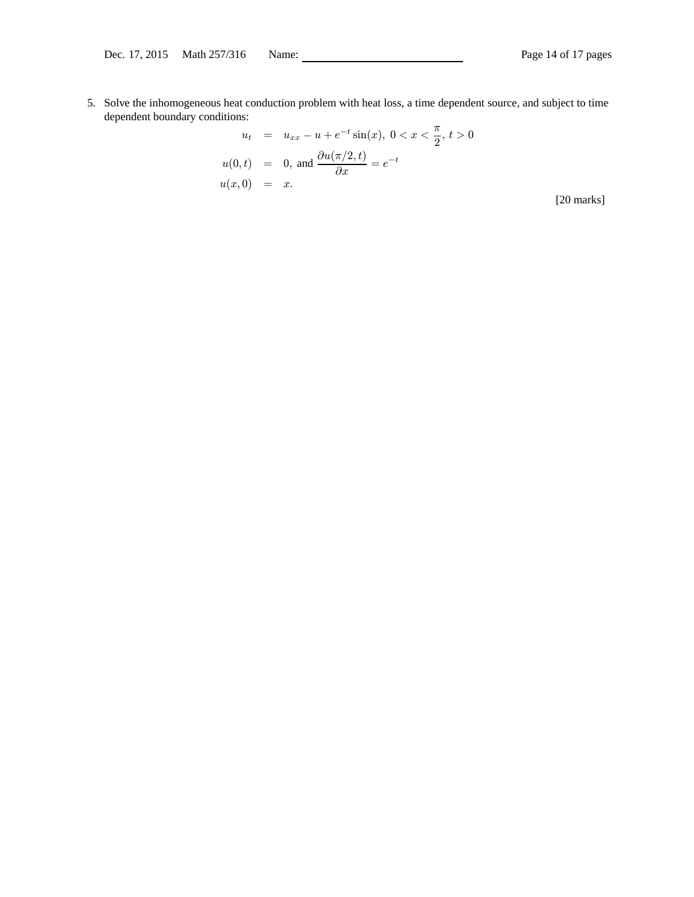5. Solve the inhomogeneous heat conduction problem with heat loss, a time dependent source, and subject to time dependent boundary conditions:

$$
\begin{aligned}
u_t &= u_{xx} - u + e^{-t}\sin(x),\ 0 < x < \frac{\pi}{2},\ t > 0 \\
u(0,t) &= 0,\ \text{and}\ \frac{\partial u(\pi/2,t)}{\partial x} = e^{-t} \\
u(x,0) &= x.
\end{aligned}
$$

[20 marks]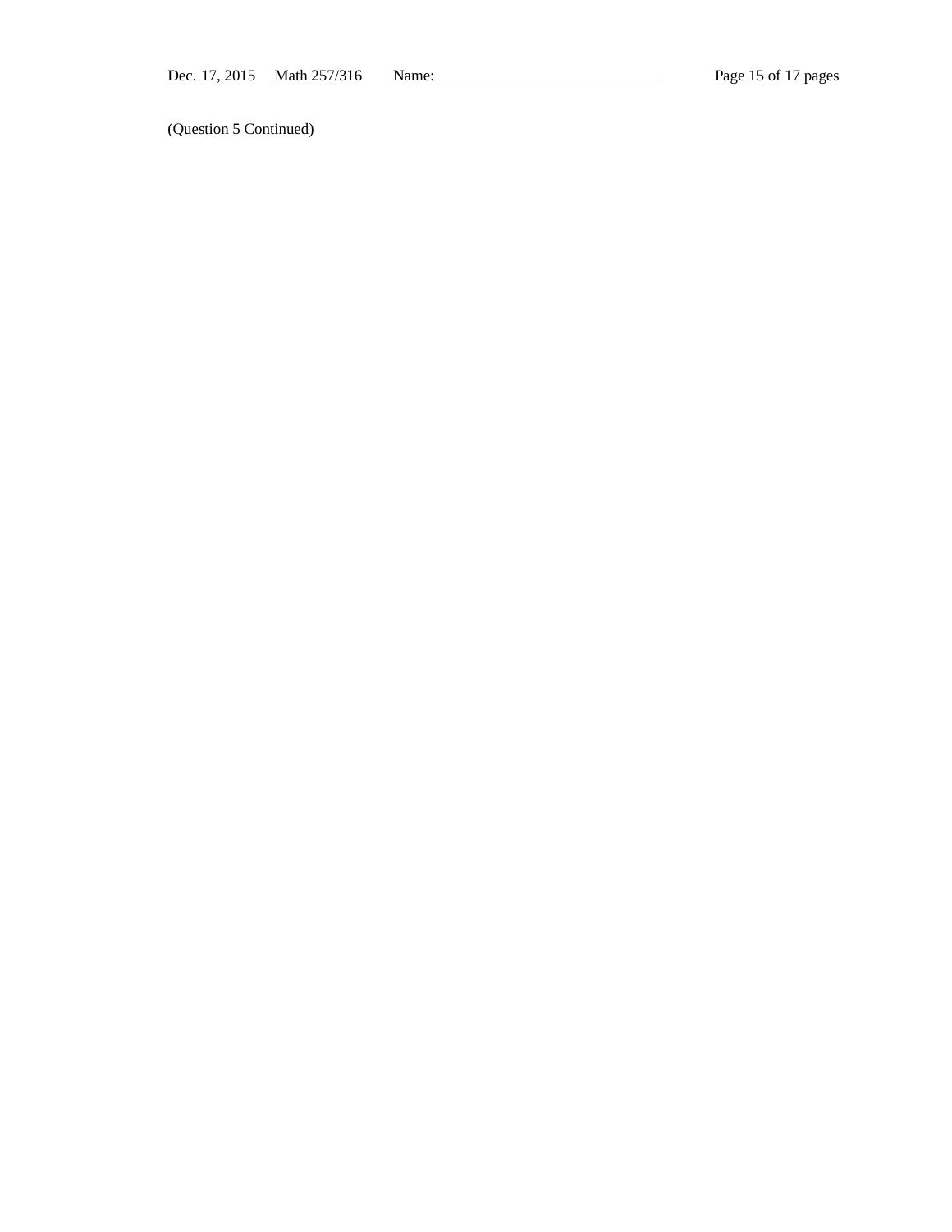(Question 5 Continued)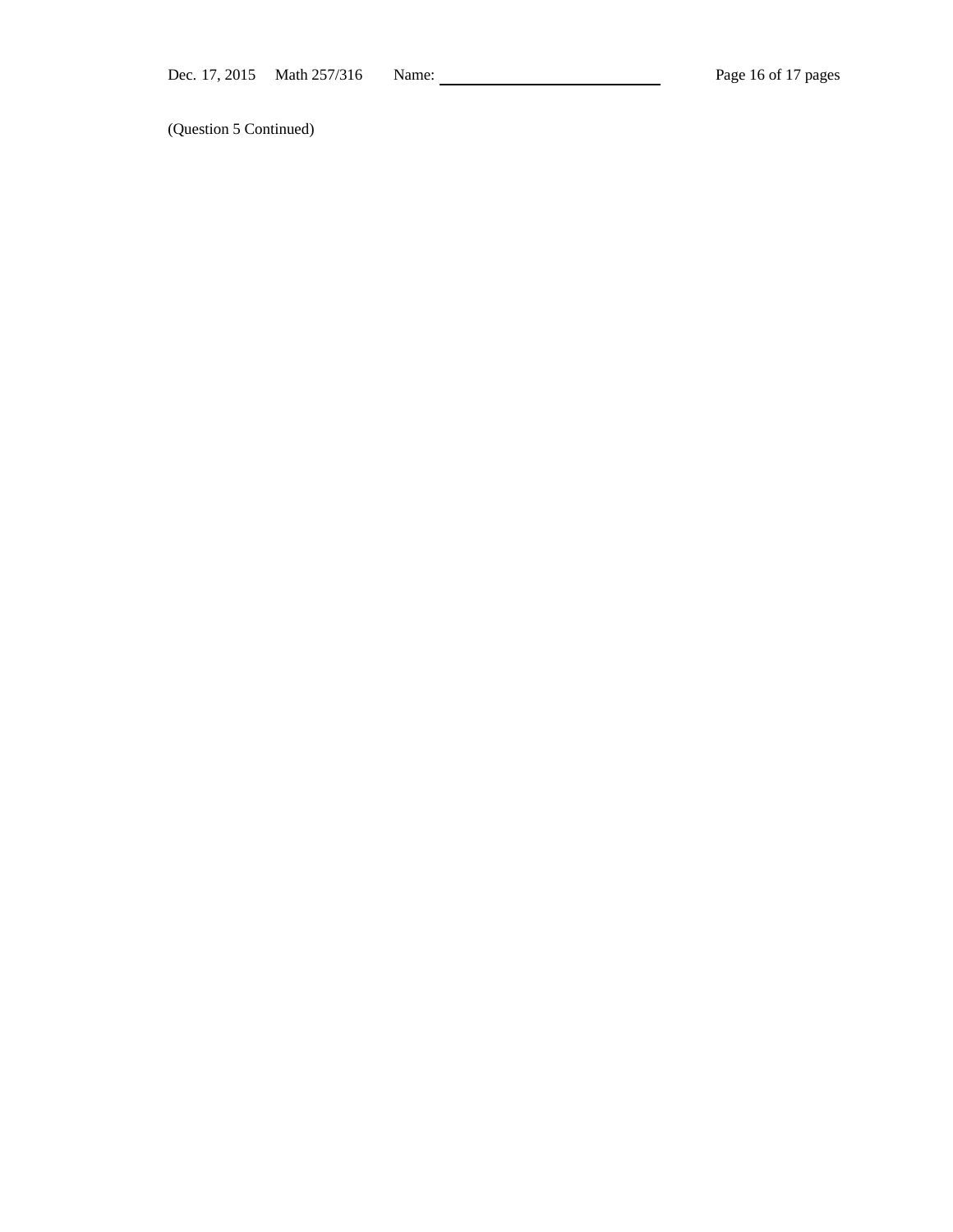(Question 5 Continued)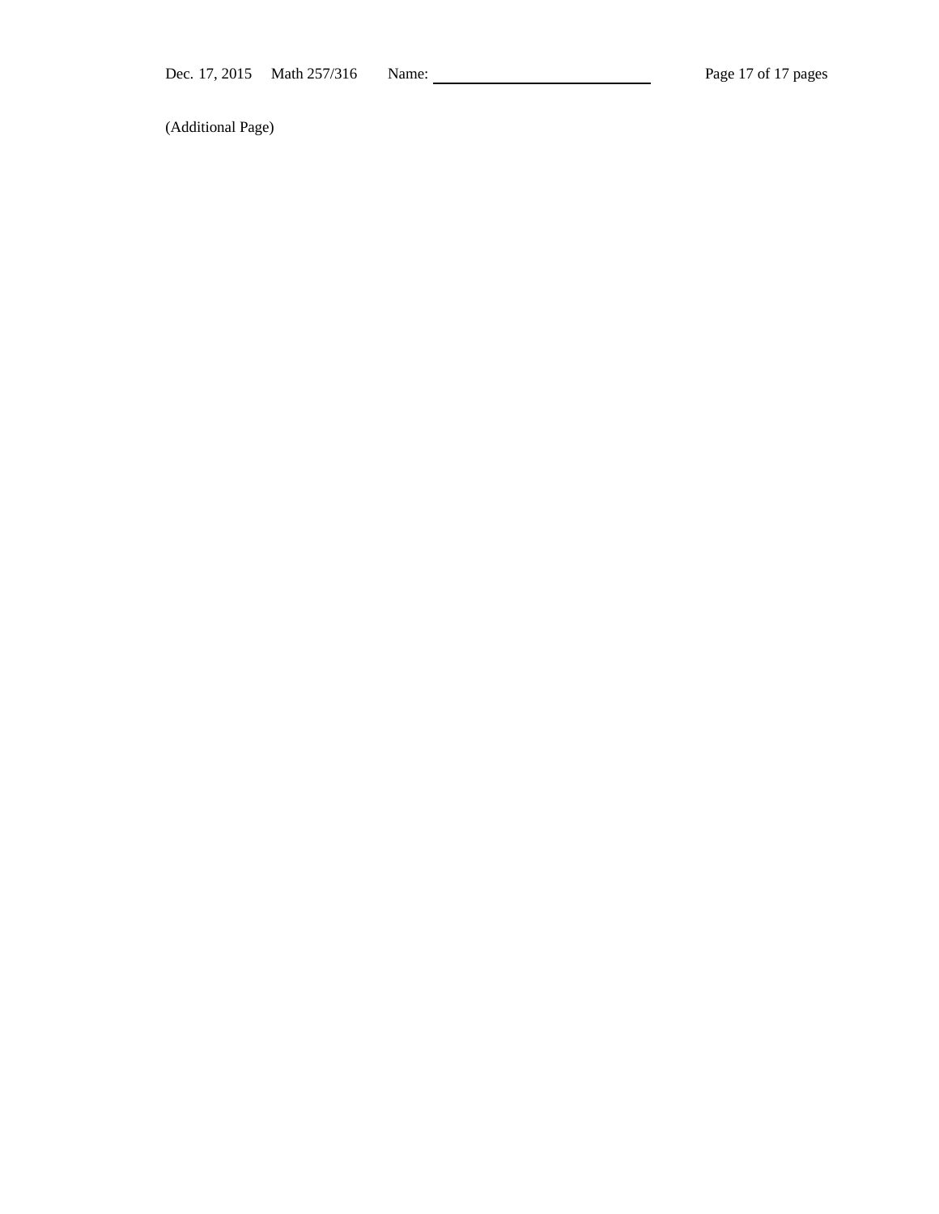(Additional Page)